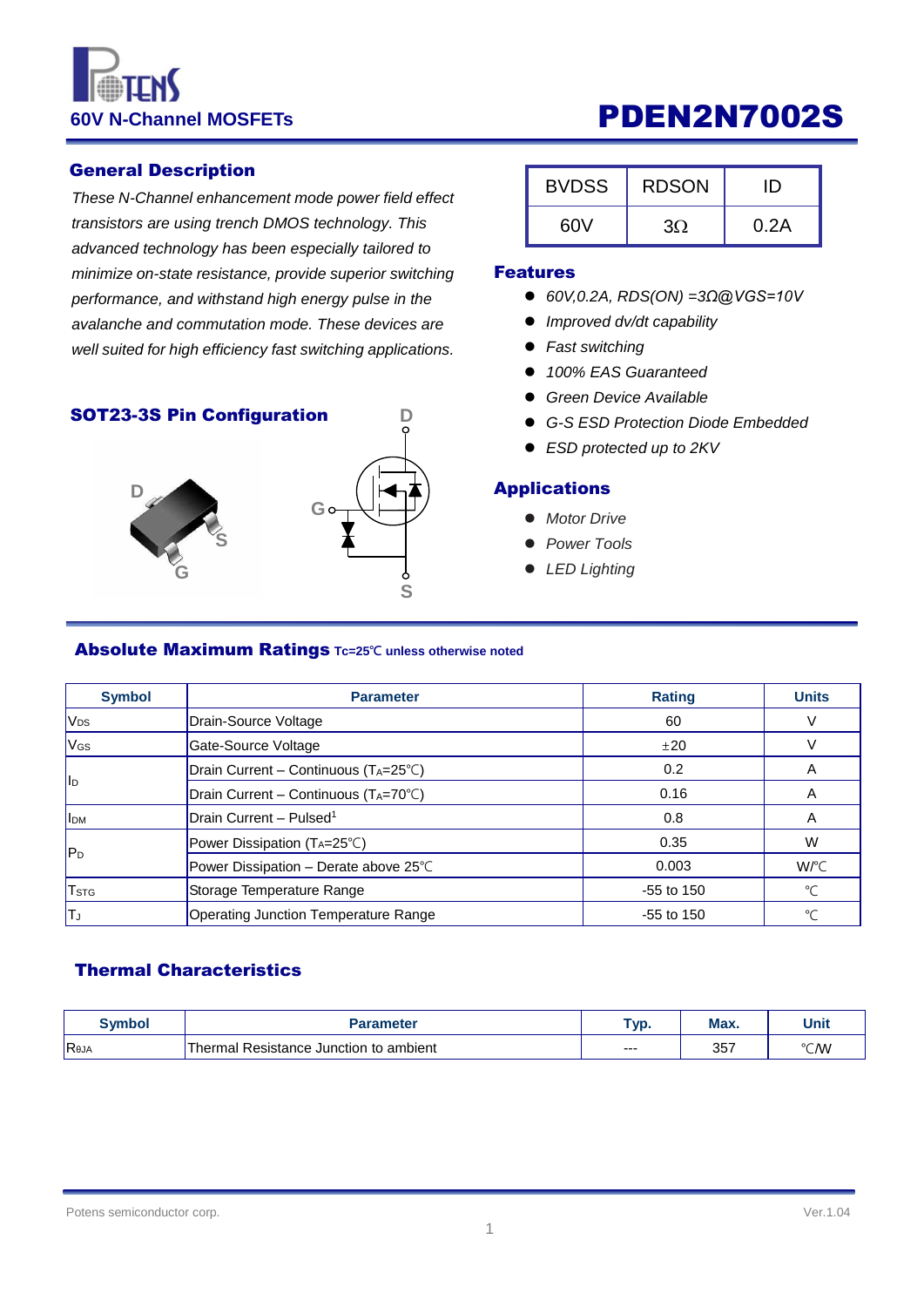# 60V N-Channel MOSFETs

# PDEN2N7002S

## General Description

*These N-Channel enhancement mode power field effect transistors are using trench DMOS technology. This advanced technology has been especially tailored to minimize on-state resistance, provide superior switching performance, and withstand high energy pulse in the avalanche and commutation mode. These devices are well suited for high efficiency fast switching applications.*

| BVDSS | RDSON | ID |
|---|---|---|
| 60V | 3Ω | 0.2A |

## Features

- *60V,0.2A, RDS(ON) =3Ω@VGS=10V*
- *Improved dv/dt capability*
- *Fast switching*
- *100% EAS Guaranteed*
- *Green Device Available*
- *G-S ESD Protection Diode Embedded*
- *ESD protected up to 2KV*

## SOT23-3S Pin Configuration

D
G
S

## Applications

- *Motor Drive*
- *Power Tools*
- *LED Lighting*

## Absolute Maximum Ratings $T_C$=25℃ unless otherwise noted

| Symbol | Parameter | Rating | Units |
|---|---|---|---|
| $V_{DS}$ | Drain-Source Voltage | 60 | V |
| $V_{GS}$ | Gate-Source Voltage | ±20 | V |
| $I_D$ | Drain Current – Continuous ($T_A$=25℃) | 0.2 | A |
| | Drain Current – Continuous ($T_A$=70℃) | 0.16 | A |
| $I_{DM}$ | Drain Current – Pulsed[1] | 0.8 | A |
| $P_D$ | Power Dissipation ($T_A$=25℃) | 0.35 | W |
| | Power Dissipation – Derate above 25℃ | 0.003 | W/℃ |
| $T_{STG}$ | Storage Temperature Range | -55 to 150 | ℃ |
| $T_J$ | Operating Junction Temperature Range | -55 to 150 | ℃ |

## Thermal Characteristics

| Symbol | Parameter | Typ. | Max. | Unit |
|---|---|---|---|---|
| $R_{\theta JA}$ | Thermal Resistance Junction to ambient | --- | 357 | ℃/W |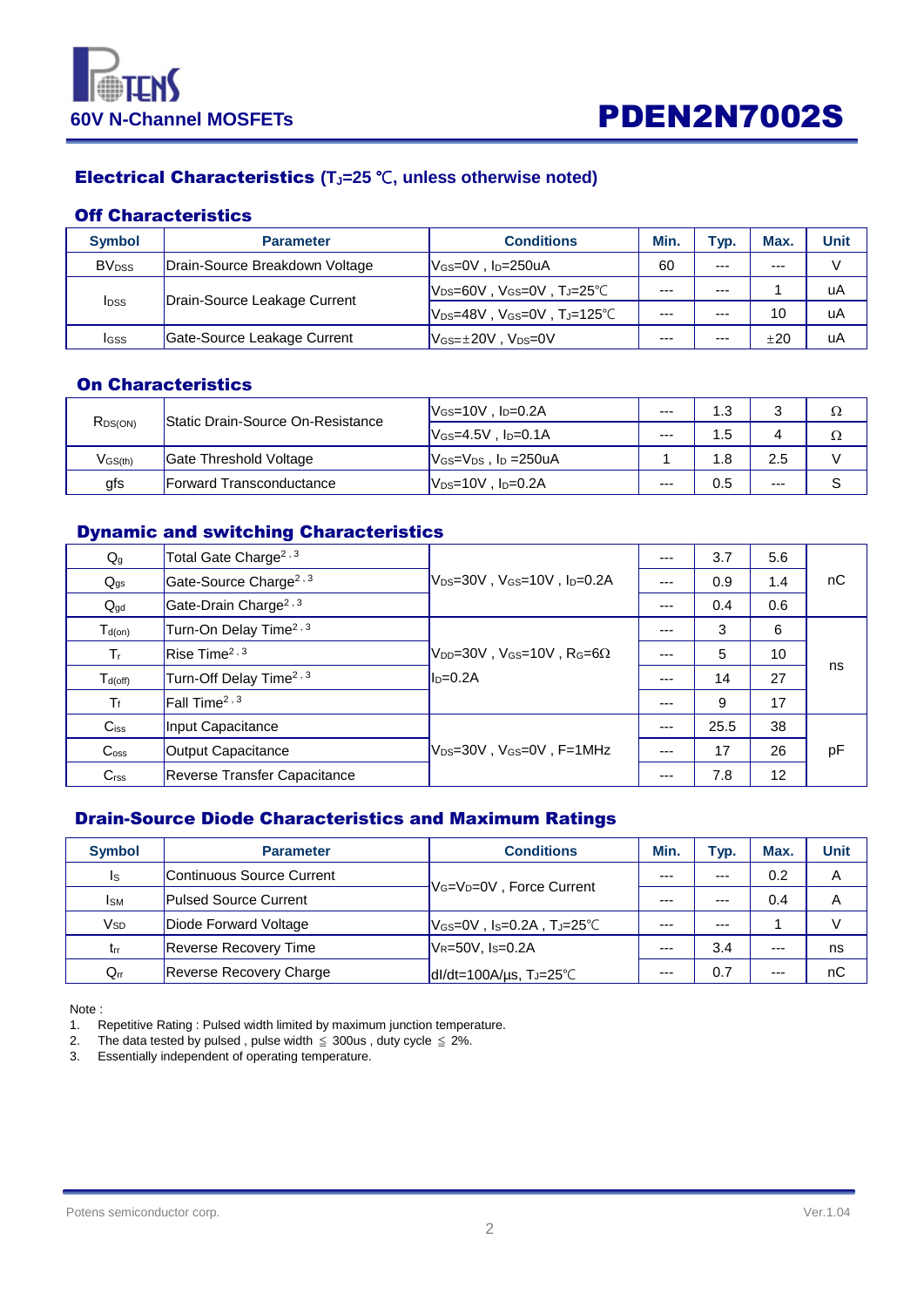# Electrical Characteristics ($T_J$=25 ℃, unless otherwise noted)

## Off Characteristics

| Symbol | Parameter | Conditions | Min. | Typ. | Max. | Unit |
|---|---|---|---|---|---|---|
| $BV_{DSS}$ | Drain-Source Breakdown Voltage | $V_{GS}$=0V , $I_D$=250uA | 60 | --- | --- | V |
| $I_{DSS}$ | Drain-Source Leakage Current | $V_{DS}$=60V , $V_{GS}$=0V , $T_J$=25℃ | --- | --- | 1 | uA |
| | | $V_{DS}$=48V , $V_{GS}$=0V , $T_J$=125℃ | --- | --- | 10 | uA |
| $I_{GSS}$ | Gate-Source Leakage Current | $V_{GS}$=±20V , $V_{DS}$=0V | --- | --- | ±20 | uA |

## On Characteristics

| Symbol | Parameter | Conditions | Min. | Typ. | Max. | Unit |
|---|---|---|---|---|---|---|
| $R_{DS(ON)}$ | Static Drain-Source On-Resistance | $V_{GS}$=10V , $I_D$=0.2A | --- | 1.3 | 3 | Ω |
| | | $V_{GS}$=4.5V , $I_D$=0.1A | --- | 1.5 | 4 | Ω |
| $V_{GS(th)}$ | Gate Threshold Voltage | $V_{GS}$=$V_{DS}$ , $I_D$ =250uA | 1 | 1.8 | 2.5 | V |
| gfs | Forward Transconductance | $V_{DS}$=10V , $I_D$=0.2A | --- | 0.5 | --- | S |

## Dynamic and switching Characteristics

| Symbol | Parameter | Conditions | Min. | Typ. | Max. | Unit |
|---|---|---|---|---|---|---|
| $Q_g$ | Total Gate Charge[2,3] | $V_{DS}$=30V , $V_{GS}$=10V , $I_D$=0.2A | --- | 3.7 | 5.6 | nC |
| $Q_{gs}$ | Gate-Source Charge[2,3] | | --- | 0.9 | 1.4 | |
| $Q_{gd}$ | Gate-Drain Charge[2,3] | | --- | 0.4 | 0.6 | |
| $T_{d(on)}$ | Turn-On Delay Time[2,3] | $V_{DD}$=30V , $V_{GS}$=10V , $R_G$=6Ω $I_D$=0.2A | --- | 3 | 6 | ns |
| $T_r$ | Rise Time[2,3] | | --- | 5 | 10 | |
| $T_{d(off)}$ | Turn-Off Delay Time[2,3] | | --- | 14 | 27 | |
| $T_f$ | Fall Time[2,3] | | --- | 9 | 17 | |
| $C_{iss}$ | Input Capacitance | $V_{DS}$=30V , $V_{GS}$=0V , F=1MHz | --- | 25.5 | 38 | pF |
| $C_{oss}$ | Output Capacitance | | --- | 17 | 26 | |
| $C_{rss}$ | Reverse Transfer Capacitance | | --- | 7.8 | 12 | |

## Drain-Source Diode Characteristics and Maximum Ratings

| Symbol | Parameter | Conditions | Min. | Typ. | Max. | Unit |
|---|---|---|---|---|---|---|
| $I_S$ | Continuous Source Current | $V_G$=$V_D$=0V , Force Current | --- | --- | 0.2 | A |
| $I_{SM}$ | Pulsed Source Current | | --- | --- | 0.4 | A |
| $V_{SD}$ | Diode Forward Voltage | $V_{GS}$=0V , $I_S$=0.2A , $T_J$=25℃ | --- | --- | 1 | V |
| $t_{rr}$ | Reverse Recovery Time | $V_R$=50V, $I_S$=0.2A | --- | 3.4 | --- | ns |
| $Q_{rr}$ | Reverse Recovery Charge | dI/dt=100A/µs, $T_J$=25℃ | --- | 0.7 | --- | nC |

Note :

1. Repetitive Rating : Pulsed width limited by maximum junction temperature.
2. The data tested by pulsed , pulse width ≦ 300us , duty cycle ≦ 2%.
3. Essentially independent of operating temperature.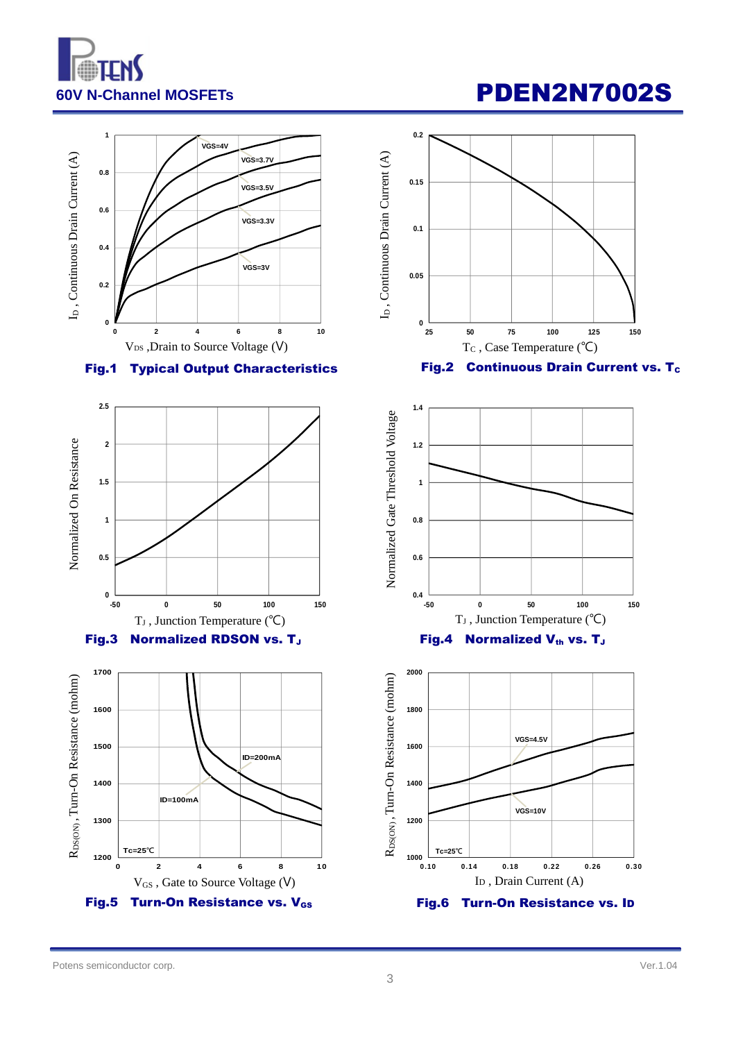60V N-Channel MOSFETs

# PDEN2N7002S

Fig.1 Typical Output Characteristics

Fig.2 Continuous Drain Current vs. $T_C$

Fig.3 Normalized RDSON vs. $T_J$

Fig.4 Normalized $V_{th}$ vs. $T_J$

Fig.5 Turn-On Resistance vs. $V_{GS}$

Fig.6 Turn-On Resistance vs. $I_D$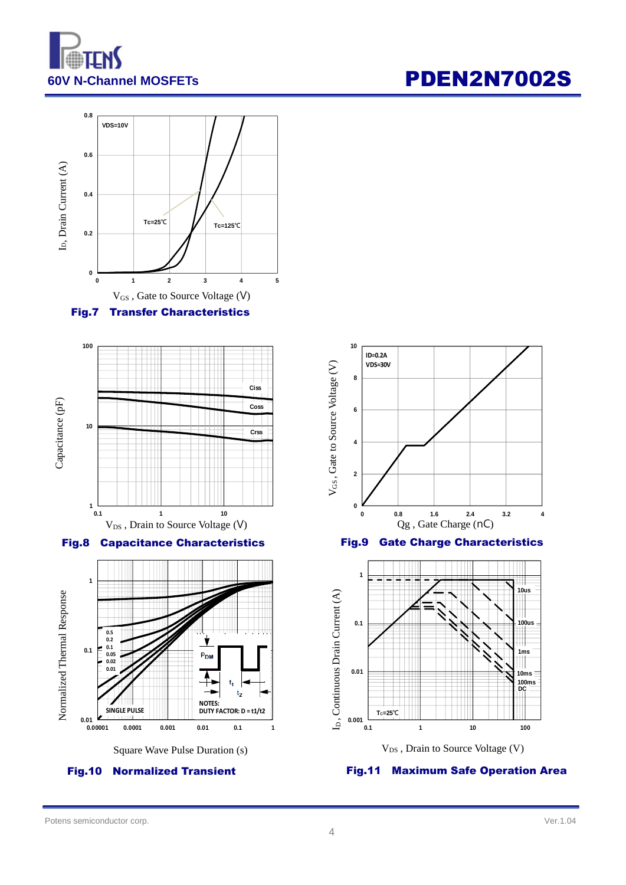**60V N-Channel MOSFETs** **PDEN2N7002S**

Fig.7 Transfer Characteristics

Fig.8 Capacitance Characteristics

Fig.9 Gate Charge Characteristics

Fig.10 Normalized Transient

Fig.11 Maximum Safe Operation Area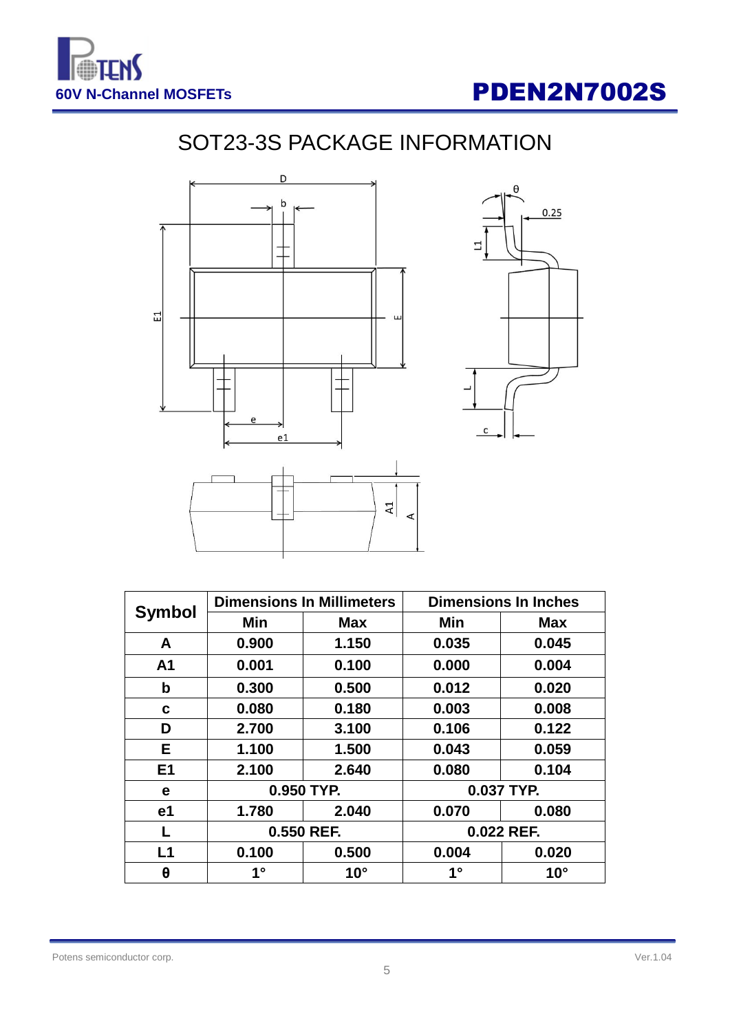# SOT23-3S PACKAGE INFORMATION

D
b
E1
E
e
e1
θ
0.25
L1
L
c
A1
A

| Symbol | Dimensions In Millimeters | | Dimensions In Inches | |
|---|---|---|---|---|
| | Min | Max | Min | Max |
| A | 0.900 | 1.150 | 0.035 | 0.045 |
| A1 | 0.001 | 0.100 | 0.000 | 0.004 |
| b | 0.300 | 0.500 | 0.012 | 0.020 |
| c | 0.080 | 0.180 | 0.003 | 0.008 |
| D | 2.700 | 3.100 | 0.106 | 0.122 |
| E | 1.100 | 1.500 | 0.043 | 0.059 |
| E1 | 2.100 | 2.640 | 0.080 | 0.104 |
| e | 0.950 TYP. | | 0.037 TYP. | |
| e1 | 1.780 | 2.040 | 0.070 | 0.080 |
| L | 0.550 REF. | | 0.022 REF. | |
| L1 | 0.100 | 0.500 | 0.004 | 0.020 |
| θ | 1° | 10° | 1° | 10° |